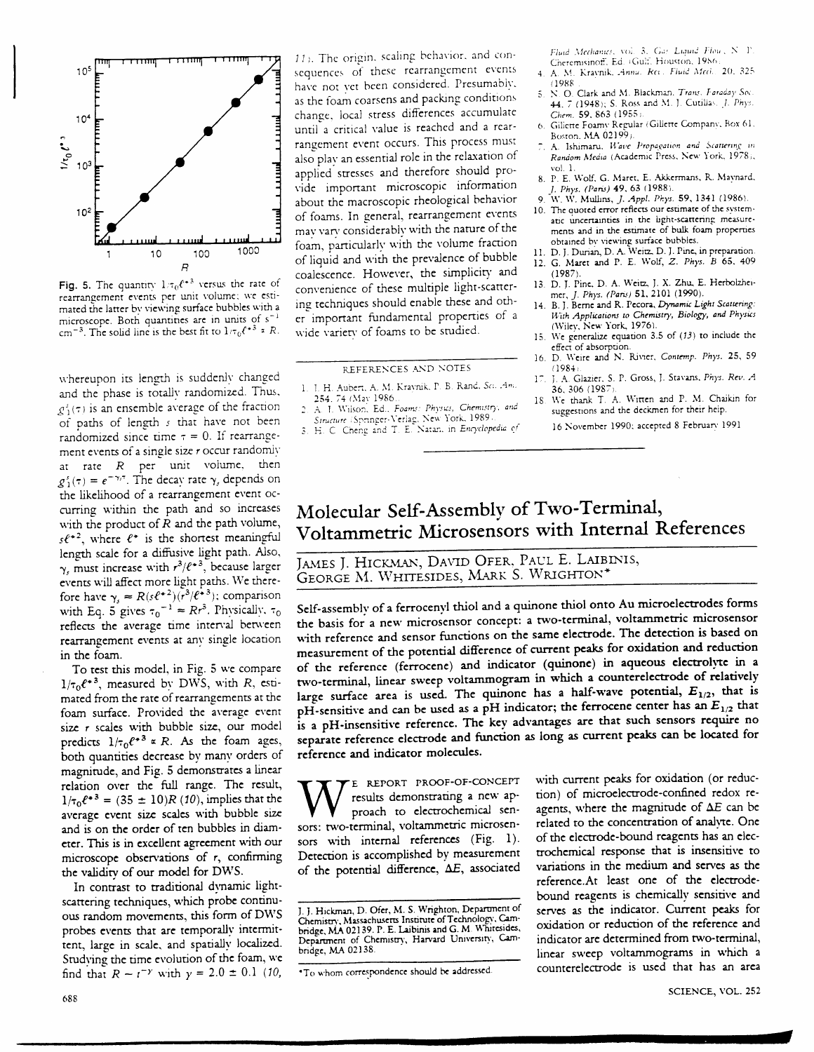Fig. 5. The quantity $1/\tau_0\ell^{*3}$ versus the rate of rearrangement events per unit volume; we estimated the latter by viewing surface bubbles with a microscope. Both quantities are in units of $s^{-1}$ $cm^{-3}$. The solid line is the best fit to $1/\tau_0\ell^{*3} \propto R$.

whereupon its length is suddenly changed and the phase is totally randomized. Thus, $g_1^s(\tau)$ is an ensemble average of the fraction of paths of length $s$ that have not been randomized since time $\tau = 0$. If rearrangement events of a single size $r$ occur randomly at rate $R$ per unit volume, then $g_1^s(\tau) = e^{-\gamma_s\tau}$. The decay rate $\gamma_s$ depends on the likelihood of a rearrangement event occurring within the path and so increases with the product of $R$ and the path volume, $s\ell^{*2}$, where $\ell^*$ is the shortest meaningful length scale for a diffusive light path. Also, $\gamma_s$ must increase with $r^3/\ell^{*3}$, because larger events will affect more light paths. We therefore have $\gamma_s \approx R(s\ell^{*2})(r^3/\ell^{*3})$; comparison with Eq. 5 gives $\tau_0^{-1} \approx Rr^3$. Physically, $\tau_0$ reflects the average time interval between rearrangement events at any single location in the foam.

To test this model, in Fig. 5 we compare $1/\tau_0\ell^{*3}$, measured by DWS, with $R$, estimated from the rate of rearrangements at the foam surface. Provided the average event size $r$ scales with bubble size, our model predicts $1/\tau_0\ell^{*3} \propto R$. As the foam ages, both quantities decrease by many orders of magnitude, and Fig. 5 demonstrates a linear relation over the full range. The result, $1/\tau_0\ell^{*3} = (35 \pm 10)R$ (10), implies that the average event size scales with bubble size and is on the order of ten bubbles in diameter. This is in excellent agreement with our microscope observations of $r$, confirming the validity of our model for DWS.

In contrast to traditional dynamic light-scattering techniques, which probe continuous random movements, this form of DWS probes events that are temporally intermittent, large in scale, and spatially localized. Studying the time evolution of the foam, we find that $R \sim t^{-\gamma}$ with $\gamma = 2.0 \pm 0.1$ (10, 11). The origin, scaling behavior, and consequences of these rearrangement events have not yet been considered. Presumably, as the foam coarsens and packing conditions change, local stress differences accumulate until a critical value is reached and a rearrangement event occurs. This process must also play an essential role in the relaxation of applied stresses and therefore should provide important microscopic information about the macroscopic rheological behavior of foams. In general, rearrangement events may vary considerably with the nature of the foam, particularly with the volume fraction of liquid and with the prevalence of bubble coalescence. However, the simplicity and convenience of these multiple light-scattering techniques should enable these and other important fundamental properties of a wide variety of foams to be studied.

## REFERENCES AND NOTES

1. J. H. Aubert, A. M. Kraynik, P. B. Rand, *Sci. Am.* 254, 74 (May 1986).
2. A. J. Wilson, Ed., *Foams: Physics, Chemistry, and Structure* (Springer-Verlag, New York, 1989).
3. H. C. Cheng and T. E. Natan, in *Encyclopedia of Fluid Mechanics*, vol. 3, *Gas Liquid Flow*, N. P. Cheremisinoff, Ed. (Gulf, Houston, 1986).
4. A. M. Kraynik, *Annu. Rev. Fluid Mech.* 20, 325 (1988).
5. N. O. Clark and M. Blackman, *Trans. Faraday Soc.* 44, 7 (1948); S. Ross and M. J. Cutillas, *J. Phys. Chem.* 59, 863 (1955).
6. Gillette Foamy Regular (Gillette Company, Box 61, Boston, MA 02199).
7. A. Ishimaru, *Wave Propagation and Scattering in Random Media* (Academic Press, New York, 1978), vol. 1.
8. P. E. Wolf, G. Maret, E. Akkermans, R. Maynard, *J. Phys. (Paris)* 49, 63 (1988).
9. W. W. Mullins, *J. Appl. Phys.* 59, 1341 (1986).
10. The quoted error reflects our estimate of the systematic uncertainties in the light-scattering measurements and in the estimate of bulk foam properties obtained by viewing surface bubbles.
11. D. J. Durian, D. A. Weitz, D. J. Pine, in preparation.
12. G. Maret and P. E. Wolf, *Z. Phys. B* 65, 409 (1987).
13. D. J. Pine, D. A. Weitz, J. X. Zhu, E. Herbolzheimer, *J. Phys. (Paris)* 51, 2101 (1990).
14. B. J. Berne and R. Pecora, *Dynamic Light Scattering: With Applications to Chemistry, Biology, and Physics* (Wiley, New York, 1976).
15. We generalize equation 3.5 of (13) to include the effect of absorption.
16. D. Weire and N. Rivier, *Contemp. Phys.* 25, 59 (1984).
17. J. A. Glazier, S. P. Gross, J. Stavans, *Phys. Rev. A* 36, 306 (1987).
18. We thank T. A. Witten and P. M. Chaikin for suggestions and the deckmen for their help.

16 November 1990; accepted 8 February 1991

# Molecular Self-Assembly of Two-Terminal, Voltammetric Microsensors with Internal References

James J. Hickman, David Ofer, Paul E. Laibinis, George M. Whitesides, Mark S. Wrighton*

**Self-assembly of a ferrocenyl thiol and a quinone thiol onto Au microelectrodes forms the basis for a new microsensor concept: a two-terminal, voltammetric microsensor with reference and sensor functions on the same electrode. The detection is based on measurement of the potential difference of current peaks for oxidation and reduction of the reference (ferrocene) and indicator (quinone) in aqueous electrolyte in a two-terminal, linear sweep voltammogram in which a counterelectrode of relatively large surface area is used. The quinone has a half-wave potential, $E_{1/2}$, that is pH-sensitive and can be used as a pH indicator; the ferrocene center has an $E_{1/2}$ that is a pH-insensitive reference. The key advantages are that such sensors require no separate reference electrode and function as long as current peaks can be located for reference and indicator molecules.**

We report proof-of-concept results demonstrating a new approach to electrochemical sensors: two-terminal, voltammetric microsensors with internal references (Fig. 1). Detection is accomplished by measurement of the potential difference, $\Delta E$, associated with current peaks for oxidation (or reduction) of microelectrode-confined redox reagents, where the magnitude of $\Delta E$ can be related to the concentration of analyte. One of the electrode-bound reagents has an electrochemical response that is insensitive to variations in the medium and serves as the reference. At least one of the electrode-bound reagents is chemically sensitive and serves as the indicator. Current peaks for oxidation or reduction of the reference and indicator are determined from two-terminal, linear sweep voltammograms in which a counterelectrode is used that has an area

J. J. Hickman, D. Ofer, M. S. Wrighton, Department of Chemistry, Massachusetts Institute of Technology, Cambridge, MA 02139. P. E. Laibinis and G. M. Whitesides, Department of Chemistry, Harvard University, Cambridge, MA 02138.

*To whom correspondence should be addressed.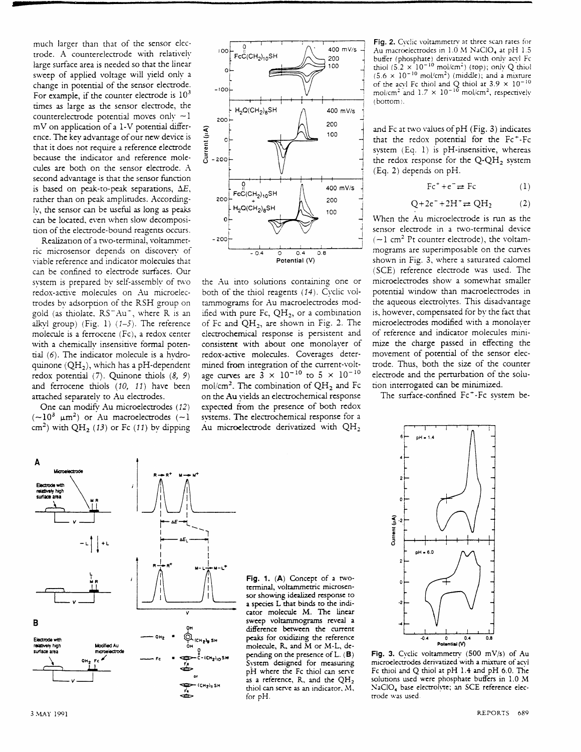much larger than that of the sensor electrode. A counterelectrode with relatively large surface area is needed so that the linear sweep of applied voltage will yield only a change in potential of the sensor electrode. For example, if the counter electrode is $10^3$ times as large as the sensor electrode, the counterelectrode potential moves only ~1 mV on application of a 1-V potential difference. The key advantage of our new device is that it does not require a reference electrode because the indicator and reference molecules are both on the sensor electrode. A second advantage is that the sensor function is based on peak-to-peak separations, $\Delta E$, rather than on peak amplitudes. Accordingly, the sensor can be useful as long as peaks can be located, even when slow decomposition of the electrode-bound reagents occurs.

Realization of a two-terminal, voltammetric microsensor depends on discovery of viable reference and indicator molecules that can be confined to electrode surfaces. Our system is prepared by self-assembly of two redox-active molecules on Au microelectrodes by adsorption of the RSH group on gold (as thiolate, $RS^-Au^+$, where R is an alkyl group) (Fig. 1) (*1–5*). The reference molecule is a ferrocene (Fc), a redox center with a chemically insensitive formal potential (*6*). The indicator molecule is a hydroquinone ($QH_2$), which has a pH-dependent redox potential (*7*). Quinone thiols (*8, 9*) and ferrocene thiols (*10, 11*) have been attached separately to Au electrodes.

One can modify Au microelectrodes (*12*) (~$10^3$ $\mu m^2$) or Au macroelectrodes (~1 $cm^2$) with $QH_2$ (*13*) or Fc (*11*) by dipping the Au into solutions containing one or both of the thiol reagents (*14*). Cyclic voltammograms for Au macroelectrodes modified with pure Fc, $QH_2$, or a combination of Fc and $QH_2$, are shown in Fig. 2. The electrochemical response is persistent and consistent with about one monolayer of redox-active molecules. Coverages determined from integration of the current-voltage curves are $3 \times 10^{-10}$ to $5 \times 10^{-10}$ mol/$cm^2$. The combination of $QH_2$ and Fc on the Au yields an electrochemical response expected from the presence of both redox systems. The electrochemical response for a Au microelectrode derivatized with $QH_2$ and Fc at two values of pH (Fig. 3) indicates that the redox potential for the $Fc^+$-Fc system (Eq. 1) is pH-insensitive, whereas the redox response for the Q-$QH_2$ system (Eq. 2) depends on pH.

$$Fc^+ + e^- \rightleftharpoons Fc \qquad (1)$$

$$Q + 2e^- + 2H^+ \rightleftharpoons QH_2 \qquad (2)$$

When the Au microelectrode is run as the sensor electrode in a two-terminal device (~1 $cm^2$ Pt counter electrode), the voltammograms are superimposable on the curves shown in Fig. 3, where a saturated calomel (SCE) reference electrode was used. The microelectrodes show a somewhat smaller potential window than macroelectrodes in the aqueous electrolytes. This disadvantage is, however, compensated for by the fact that microelectrodes modified with a monolayer of reference and indicator molecules minimize the charge passed in effecting the movement of potential of the sensor electrode. Thus, both the size of the counter electrode and the perturbation of the solution interrogated can be minimized.

The surface-confined $Fc^+$-Fc system be-

**Fig. 1.** (**A**) Concept of a two-terminal, voltammetric microsensor showing idealized response to a species L that binds to the indicator molecule M. The linear sweep voltammograms reveal a difference between the current peaks for oxidizing the reference molecule, R, and M or M-L, depending on the presence of L. (**B**) System designed for measuring pH where the Fc thiol can serve as a reference, R, and the $QH_2$ thiol can serve as an indicator, M, for pH.

**Fig. 2.** Cyclic voltammetry at three scan rates for Au macroelectrodes in 1.0 M $NaClO_4$ at pH 1.5 buffer (phosphate) derivatized with only acyl Fc thiol ($5.2 \times 10^{-10}$ mol/$cm^2$) (top); only Q thiol ($5.6 \times 10^{-10}$ mol/$cm^2$) (middle); and a mixture of the acyl Fc thiol and Q thiol at $3.9 \times 10^{-10}$ mol/$cm^2$ and $1.7 \times 10^{-10}$ mol/$cm^2$, respectively (bottom).

**Fig. 3.** Cyclic voltammetry (500 mV/s) of Au microelectrodes derivatized with a mixture of acyl Fc thiol and Q thiol at pH 1.4 and pH 6.0. The solutions used were phosphate buffers in 1.0 M $NaClO_4$ base electrolyte; an SCE reference electrode was used.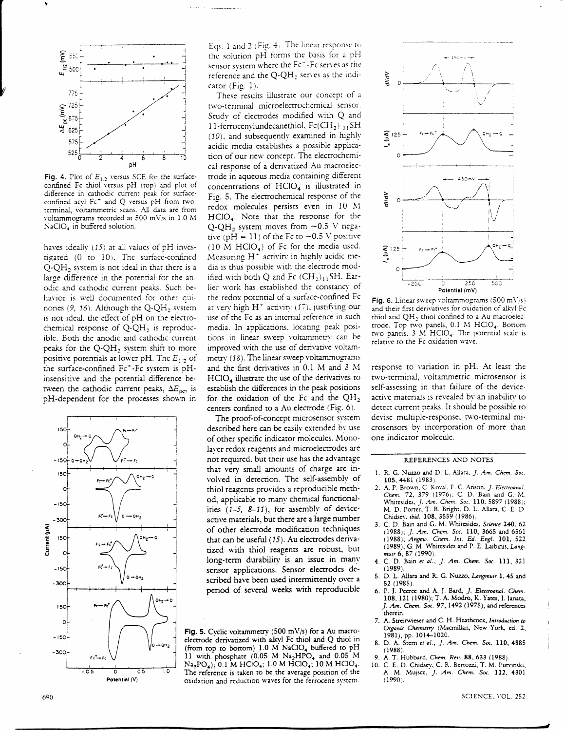**Fig. 4.** Plot of $E_{1/2}$ versus SCE for the surface-confined Fc thiol versus pH (top) and plot of difference in cathodic current peak for surface-confined acyl $Fc^+$ and Q versus pH from two-terminal, voltammetric scans. All data are from voltammograms recorded at 500 mV/s in 1.0 M $NaClO_4$ in buffered solution.

haves ideally (15) at all values of pH investigated (0 to 10). The surface-confined Q-$QH_2$ system is not ideal in that there is a large difference in the potential for the anodic and cathodic current peaks. Such behavior is well documented for other quinones (9, 16). Although the Q-$QH_2$ system is not ideal, the effect of pH on the electrochemical response of Q-$QH_2$ is reproducible. Both the anodic and cathodic current peaks for the Q-$QH_2$ system shift to more positive potentials at lower pH. The $E_{1/2}$ of the surface-confined $Fc^+$-Fc system is pH-insensitive and the potential difference between the cathodic current peaks, $\Delta E_{pc}$, is pH-dependent for the processes shown in Eqs. 1 and 2 (Fig. 4). The linear response to the solution pH forms the basis for a pH sensor system where the $Fc^+$-Fc serves as the reference and the Q-$QH_2$ serves as the indicator (Fig. 1).

These results illustrate our concept of a two-terminal microelectrochemical sensor. Study of electrodes modified with Q and 11-ferrocenylundecanethiol, $Fc(CH_2)_{11}SH$ (10), and subsequently examined in highly acidic media establishes a possible application of our new concept. The electrochemical response of a derivatized Au macroelectrode in aqueous media containing different concentrations of $HClO_4$ is illustrated in Fig. 5. The electrochemical response of the redox molecules persists even in 10 M $HClO_4$. Note that the response for the Q-$QH_2$ system moves from ~0.5 V negative (pH = 11) of the Fc to ~0.5 V positive (10 M $HClO_4$) of Fc for the media used. Measuring $H^+$ activity in highly acidic media is thus possible with the electrode modified with both Q and Fc $(CH_2)_{11}SH$. Earlier work has established the constancy of the redox potential of a surface-confined Fc at very high $H^+$ activity (17), justifying our use of the Fc as an internal reference in such media. In applications, locating peak positions in linear sweep voltammetry can be improved with the use of derivative voltammetry (18). The linear sweep voltammograms and the first derivatives in 0.1 M and 3 M $HClO_4$ illustrate the use of the derivatives to establish the differences in the peak positions for the oxidation of the Fc and the $QH_2$ centers confined to a Au electrode (Fig. 6).

The proof-of-concept microsensor system described here can be easily extended by use of other specific indicator molecules. Monolayer redox reagents and microelectrodes are not required, but their use has the advantage that very small amounts of charge are involved in detection. The self-assembly of thiol reagents provides a reproducible method, applicable to many chemical functionalities (1–5, 8–11), for assembly of device-active materials, but there are a large number of other electrode modification techniques that can be useful (15). Au electrodes derivatized with thiol reagents are robust, but long-term durability is an issue in many sensor applications. Sensor electrodes described have been used intermittently over a period of several weeks with reproducible response to variation in pH. At least the two-terminal, voltammetric microsensor is self-assessing in that failure of the device-active materials is revealed by an inability to detect current peaks. It should be possible to devise multiple-response, two-terminal microsensors by incorporation of more than one indicator molecule.

**Fig. 5.** Cyclic voltammetry (500 mV/s) for a Au macroelectrode derivatized with alkyl Fc thiol and Q thiol in (from top to bottom) 1.0 M $NaClO_4$ buffered to pH 11 with phosphate (0.05 M $Na_2HPO_4$ and 0.05 M $Na_3PO_4$); 0.1 M $HClO_4$; 1.0 M $HClO_4$; 10 M $HClO_4$. The reference is taken to be the average position of the oxidation and reduction waves for the ferrocene system.

**Fig. 6.** Linear sweep voltammograms (500 mV/s) and their first derivatives for oxidation of alkyl Fc thiol and $QH_2$ thiol confined to a Au macroelectrode. Top two panels, 0.1 M $HClO_4$. Bottom two panels, 3 M $HClO_4$. The potential scale is relative to the Fc oxidation wave.

## REFERENCES AND NOTES

1. R. G. Nuzzo and D. L. Allara, *J. Am. Chem. Soc.* **105**, 4481 (1983).
2. A. P. Brown, C. Koval, F. C. Anson, *J. Electroanal. Chem.* **72**, 379 (1976); C. D. Bain and G. M. Whitesides, *J. Am. Chem. Soc.* **110**, 5897 (1988); M. D. Porter, T. B. Bright, D. L. Allara, C. E. D. Chidsey, *ibid.* **108**, 3559 (1986).
3. C. D. Bain and G. M. Whitesides, *Science* **240**, 62 (1988); *J. Am. Chem. Soc.* **110**, 3665 and 6561 (1988); *Angew. Chem. Int. Ed. Engl.* **101**, 522 (1989); G. M. Whitesides and P. E. Laibinis, *Langmuir* **6**, 87 (1990).
4. C. D. Bain *et al.*, *J. Am. Chem. Soc.* **111**, 321 (1989).
5. D. L. Allara and R. G. Nuzzo, *Langmuir* **1**, 45 and 52 (1985).
6. P. J. Peerce and A. J. Bard, *J. Electroanal. Chem.* **108**, 121 (1980); T. A. Modro, K. Yates, J. Janata, *J. Am. Chem. Soc.* **97**, 1492 (1975), and references therein.
7. A. Streitwieser and C. H. Heathcock, *Introduction to Organic Chemistry* (Macmillan, New York, ed. 2, 1981), pp. 1014–1020.
8. D. A. Stern *et al.*, *J. Am. Chem. Soc.* **110**, 4885 (1988).
9. A. T. Hubbard, *Chem. Rev.* **88**, 633 (1988).
10. C. E. D. Chidsey, C. R. Bertozzi, T. M. Putvinski, A. M. Mujsce, *J. Am. Chem. Soc.* **112**, 4301 (1990).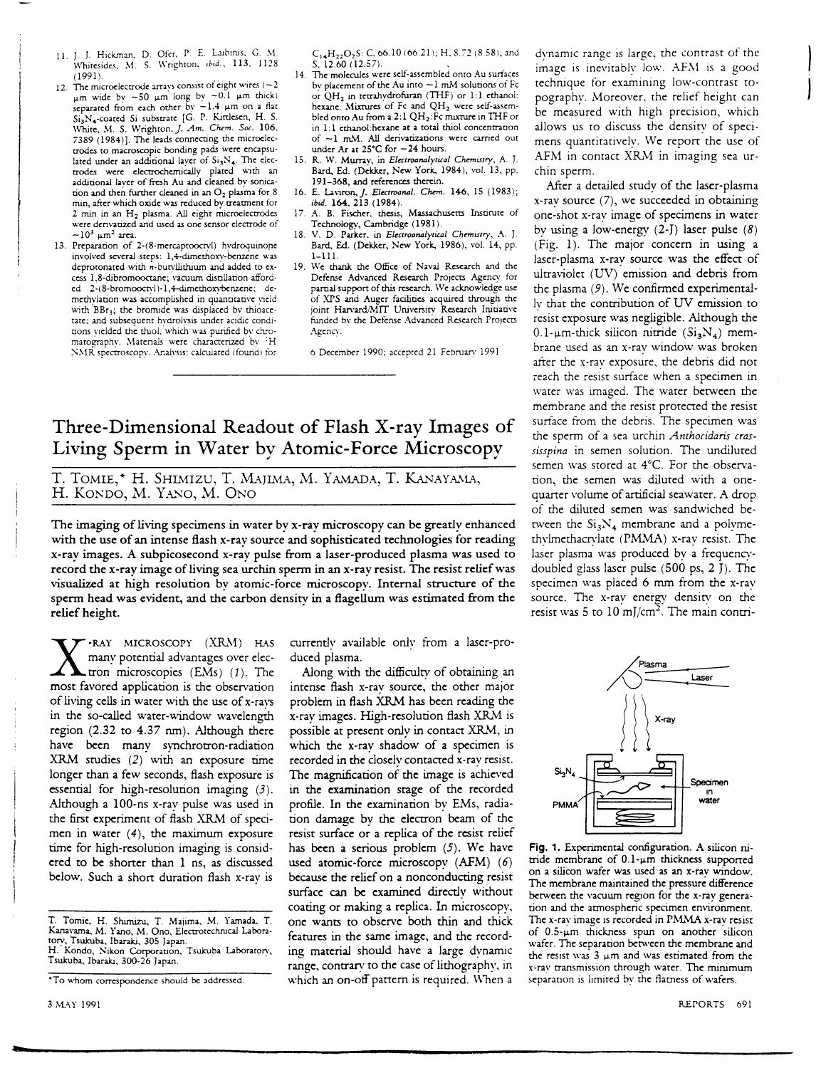11. J. J. Hickman, D. Ofer, P. E. Laibinis, G. M. Whitesides, M. S. Wrighton, *ibid.*, **113**, 1128 (1991).
12. The microelectrode arrays consist of eight wires (~2 μm wide by ~50 μm long by ~0.1 μm thick) separated from each other by ~1.4 μm on a flat $Si_3N_4$-coated Si substrate [G. P. Kittlesen, H. S. White, M. S. Wrighton, *J. Am. Chem. Soc.* **106**, 7389 (1984)]. The leads connecting the microelectrodes to macroscopic bonding pads were encapsulated under an additional layer of $Si_3N_4$. The electrodes were electrochemically plated with an additional layer of fresh Au and cleaned by sonication and then further cleaned in an $O_2$ plasma for 8 min, after which oxide was reduced by treatment for 2 min in an $H_2$ plasma. All eight microelectrodes were derivatized and used as one sensor electrode of ~$10^3$ μm² area.
13. Preparation of 2-(8-mercaptooctyl) hydroquinone involved several steps: 1,4-dimethoxy-benzene was deprotonated with *n*-butyllithium and added to excess 1,8-dibromooctane; vacuum distillation afforded 2-(8-bromooctyl)-1,4-dimethoxybenzene; demethylation was accomplished in quantitative yield with $BBr_3$; the bromide was displaced by thioacetate; and subsequent hydrolysis under acidic conditions yielded the thiol, which was purified by chromatography. Materials were characterized by $^1H$ NMR spectroscopy. Analysis: calculated (found) for $C_{14}H_{22}O_2S$: C, 66.10 (66.21); H, 8.72 (8.58); and S, 12.60 (12.57).
14. The molecules were self-assembled onto Au surfaces by placement of the Au into ~1 mM solutions of Fc or $QH_2$ in tetrahydrofuran (THF) or 1:1 ethanol:hexane. Mixtures of Fc and $QH_2$ were self-assembled onto Au from a 2:1 $QH_2$:Fc mixture in THF or in 1:1 ethanol:hexane at a total thiol concentration of ~1 mM. All derivatizations were carried out under Ar at 25°C for ~24 hours.
15. R. W. Murray, in *Electroanalytical Chemistry*, A. J. Bard, Ed. (Dekker, New York, 1984), vol. 13, pp. 191–368, and references therein.
16. E. Laviron, *J. Electroanal. Chem.* **146**, 15 (1983); *ibid.* **164**, 213 (1984).
17. A. B. Fischer, thesis, Massachusetts Institute of Technology, Cambridge (1981).
18. V. D. Parker, in *Electroanalytical Chemistry*, A. J. Bard, Ed. (Dekker, New York, 1986), vol. 14, pp. 1–111.
19. We thank the Office of Naval Research and the Defense Advanced Research Projects Agency for partial support of this research. We acknowledge use of XPS and Auger facilities acquired through the joint Harvard/MIT University Research Initiative funded by the Defense Advanced Research Projects Agency.

6 December 1990; accepted 21 February 1991

# Three-Dimensional Readout of Flash X-ray Images of Living Sperm in Water by Atomic-Force Microscopy

T. Tomie,* H. Shimizu, T. Majima, M. Yamada, T. Kanayama, H. Kondo, M. Yano, M. Ono

**The imaging of living specimens in water by x-ray microscopy can be greatly enhanced with the use of an intense flash x-ray source and sophisticated technologies for reading x-ray images. A subpicosecond x-ray pulse from a laser-produced plasma was used to record the x-ray image of living sea urchin sperm in an x-ray resist. The resist relief was visualized at high resolution by atomic-force microscopy. Internal structure of the sperm head was evident, and the carbon density in a flagellum was estimated from the relief height.**

X-RAY MICROSCOPY (XRM) HAS many potential advantages over electron microscopies (EMs) (*1*). The most favored application is the observation of living cells in water with the use of x-rays in the so-called water-window wavelength region (2.32 to 4.37 nm). Although there have been many synchrotron-radiation XRM studies (*2*) with an exposure time longer than a few seconds, flash exposure is essential for high-resolution imaging (*3*). Although a 100-ns x-ray pulse was used in the first experiment of flash XRM of specimens in water (*4*), the maximum exposure time for high-resolution imaging is considered to be shorter than 1 ns, as discussed below. Such a short duration flash x-ray is currently available only from a laser-produced plasma.

Along with the difficulty of obtaining an intense flash x-ray source, the other major problem in flash XRM has been reading the x-ray images. High-resolution flash XRM is possible at present only in contact XRM, in which the x-ray shadow of a specimen is recorded in the closely contacted x-ray resist. The magnification of the image is achieved in the examination stage of the recorded profile. In the examination by EMs, radiation damage by the electron beam of the resist surface or a replica of the resist relief has been a serious problem (*5*). We have used atomic-force microscopy (AFM) (*6*) because the relief on a nonconducting resist surface can be examined directly without coating or making a replica. In microscopy, one wants to observe both thin and thick features in the same image, and the recording material should have a large dynamic range, contrary to the case of lithography, in which an on-off pattern is required. When a dynamic range is large, the contrast of the image is inevitably low. AFM is a good technique for examining low-contrast topography. Moreover, the relief height can be measured with high precision, which allows us to discuss the density of specimens quantitatively. We report the use of AFM in contact XRM in imaging sea urchin sperm.

After a detailed study of the laser-plasma x-ray source (*7*), we succeeded in obtaining one-shot x-ray image of specimens in water by using a low-energy (2-J) laser pulse (*8*) (Fig. 1). The major concern in using a laser-plasma x-ray source was the effect of ultraviolet (UV) emission and debris from the plasma (*9*). We confirmed experimentally that the contribution of UV emission to resist exposure was negligible. Although the 0.1-μm-thick silicon nitride ($Si_3N_4$) membrane used as an x-ray window was broken after the x-ray exposure, the debris did not reach the resist surface when a specimen in water was imaged. The water between the membrane and the resist protected the resist surface from the debris. The specimen was the sperm of a sea urchin *Anthocidaris crassispina* in semen solution. The undiluted semen was stored at 4°C. For the observation, the semen was diluted with a one-quarter volume of artificial seawater. A drop of the diluted semen was sandwiched between the $Si_3N_4$ membrane and a polymethylmethacrylate (PMMA) x-ray resist. The laser plasma was produced by a frequency-doubled glass laser pulse (500 ps, 2 J). The specimen was placed 6 mm from the x-ray source. The x-ray energy density on the resist was 5 to 10 mJ/cm². The main contri-

Plasma
Laser
X-ray
$Si_3N_4$
Specimen in water
PMMA

**Fig. 1.** Experimental configuration. A silicon nitride membrane of 0.1-μm thickness supported on a silicon wafer was used as an x-ray window. The membrane maintained the pressure difference between the vacuum region for the x-ray generation and the atmospheric specimen environment. The x-ray image is recorded in PMMA x-ray resist of 0.5-μm thickness spun on another silicon wafer. The separation between the membrane and the resist was 3 μm and was estimated from the x-ray transmission through water. The minimum separation is limited by the flatness of wafers.

T. Tomie, H. Shimizu, T. Majima, M. Yamada, T. Kanayama, M. Yano, M. Ono, Electrotechnical Laboratory, Tsukuba, Ibaraki, 305 Japan.
H. Kondo, Nikon Corporation, Tsukuba Laboratory, Tsukuba, Ibaraki, 300-26 Japan.

*To whom correspondence should be addressed.